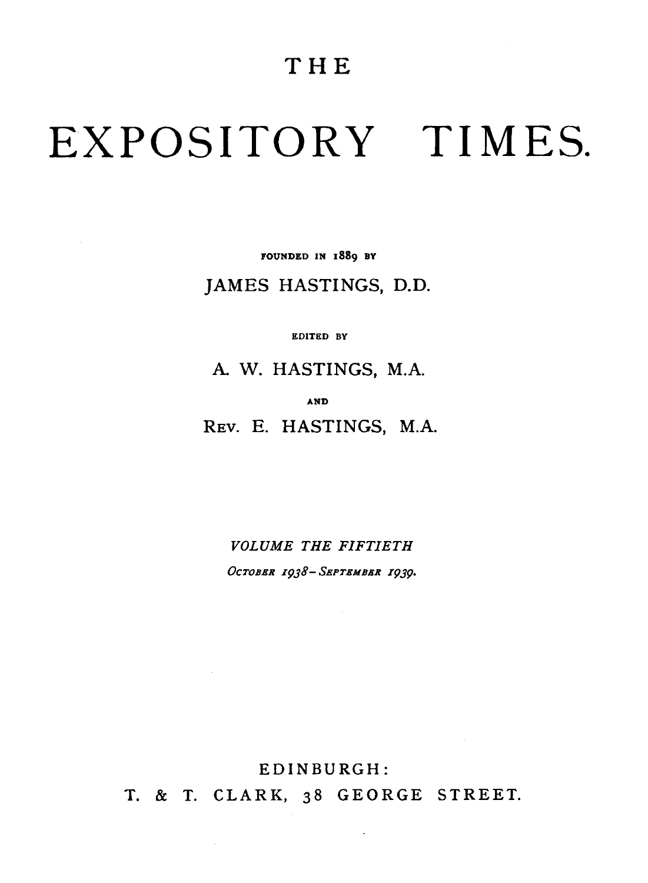# THE EXPOSITORY TIMES.

FOUNDED IN 1889 BY

JAMES HASTINGS, D.D.

EDITED BY

A. W. HASTINGS, M.A.

AND

REV. E. HASTINGS, M.A.

*VOLUME THE FIFTIETH*

*OCTOBER 1938–SEPTEMBER 1939.*

EDINBURGH:

T. & T. CLARK, 38 GEORGE STREET.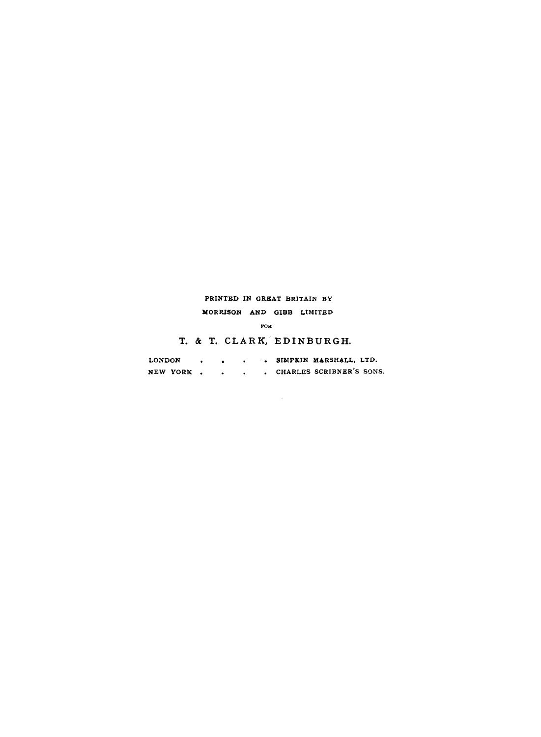PRINTED IN GREAT BRITAIN BY

MORRISON AND GIBB LIMITED

FOR

T. & T. CLARK, EDINBURGH.

LONDON . . . . SIMPKIN MARSHALL, LTD.

NEW YORK . . . . CHARLES SCRIBNER'S SONS.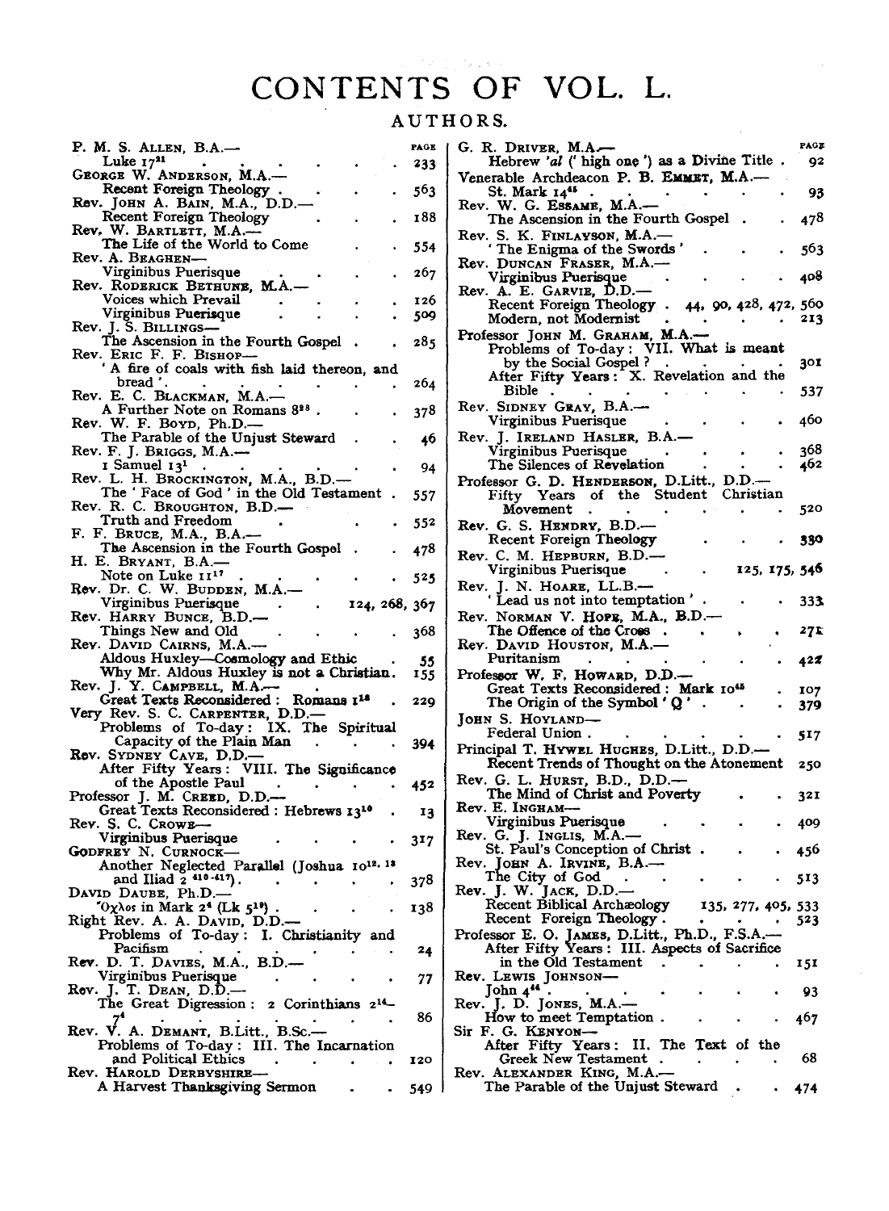# CONTENTS OF VOL. L.

## AUTHORS.

| | PAGE |
|---|---|
| P. M. S. Allen, B.A.— | |
| Luke 17[21] | 233 |
| George W. Anderson, M.A.— | |
| Recent Foreign Theology | 563 |
| Rev. John A. Bain, M.A., D.D.— | |
| Recent Foreign Theology | 188 |
| Rev. W. Bartlett, M.A.— | |
| The Life of the World to Come | 554 |
| Rev. A. Beaghen— | |
| Virginibus Puerisque | 267 |
| Rev. Roderick Bethune, M.A.— | |
| Voices which Prevail | 126 |
| Virginibus Puerisque | 509 |
| Rev. J. S. Billings— | |
| The Ascension in the Fourth Gospel | 285 |
| Rev. Eric F. F. Bishop— | |
| 'A fire of coals with fish laid thereon, and bread' | 264 |
| Rev. E. C. Blackman, M.A.— | |
| A Further Note on Romans 8[28] | 378 |
| Rev. W. F. Boyd, Ph.D.— | |
| The Parable of the Unjust Steward | 46 |
| Rev. F. J. Briggs, M.A.— | |
| 1 Samuel 13[1] | 94 |
| Rev. L. H. Brockington, M.A., B.D.— | |
| The 'Face of God' in the Old Testament | 557 |
| Rev. R. C. Broughton, B.D.— | |
| Truth and Freedom | 552 |
| F. F. Bruce, M.A., B.A.— | |
| The Ascension in the Fourth Gospel | 478 |
| H. E. Bryant, B.A.— | |
| Note on Luke 11[17] | 525 |
| Rev. Dr. C. W. Budden, M.A.— | |
| Virginibus Puerisque | 124, 268, 367 |
| Rev. Harry Bunce, B.D.— | |
| Things New and Old | 368 |
| Rev. David Cairns, M.A.— | |
| Aldous Huxley—Cosmology and Ethic | 55 |
| Why Mr. Aldous Huxley is not a Christian | 155 |
| Rev. J. Y. Campbell, M.A.— | |
| Great Texts Reconsidered: Romans 1[18] | 229 |
| Very Rev. S. C. Carpenter, D.D.— | |
| Problems of To-day: IX. The Spiritual Capacity of the Plain Man | 394 |
| Rev. Sydney Cave, D.D.— | |
| After Fifty Years: VIII. The Significance of the Apostle Paul | 452 |
| Professor J. M. Creed, D.D.— | |
| Great Texts Reconsidered: Hebrews 13[10] | 13 |
| Rev. S. C. Crowe— | |
| Virginibus Puerisque | 317 |
| Godfrey N. Curnock— | |
| Another Neglected Parallel (Joshua 10[12, 13] and Iliad 2 [410-417]) | 378 |
| David Daube, Ph.D.— | |
| Ὄχλος in Mark 2[4] (Lk 5[19]) | 138 |
| Right Rev. A. A. David, D.D.— | |
| Problems of To-day: I. Christianity and Pacifism | 24 |
| Rev. D. T. Davies, M.A., B.D.— | |
| Virginibus Puerisque | 77 |
| Rev. J. T. Dean, D.D.— | |
| The Great Digression: 2 Corinthians 2[14]–7[4] | 86 |
| Rev. V. A. Demant, B.Litt., B.Sc.— | |
| Problems of To-day: III. The Incarnation and Political Ethics | 120 |
| Rev. Harold Derbyshire— | |
| A Harvest Thanksgiving Sermon | 549 |
| G. R. Driver, M.A.— | |
| Hebrew *'al* ('high one') as a Divine Title | 92 |
| Venerable Archdeacon P. B. Emmet, M.A.— | |
| St. Mark 14[45] | 93 |
| Rev. W. G. Essame, M.A.— | |
| The Ascension in the Fourth Gospel | 478 |
| Rev. S. K. Finlayson, M.A.— | |
| 'The Enigma of the Swords' | 563 |
| Rev. Duncan Fraser, M.A.— | |
| Virginibus Puerisque | 408 |
| Rev. A. E. Garvie, D.D.— | |
| Recent Foreign Theology | 44, 90, 428, 472, 560 |
| Modern, not Modernist | 213 |
| Professor John M. Graham, M.A.— | |
| Problems of To-day: VII. What is meant by the Social Gospel? | 301 |
| After Fifty Years: X. Revelation and the Bible | 537 |
| Rev. Sidney Gray, B.A.— | |
| Virginibus Puerisque | 460 |
| Rev. J. Ireland Hasler, B.A.— | |
| Virginibus Puerisque | 368 |
| The Silences of Revelation | 462 |
| Professor G. D. Henderson, D.Litt., D.D.— | |
| Fifty Years of the Student Christian Movement | 520 |
| Rev. G. S. Hendry, B.D.— | |
| Recent Foreign Theology | 330 |
| Rev. C. M. Hepburn, B.D.— | |
| Virginibus Puerisque | 125, 175, 546 |
| Rev. J. N. Hoare, LL.B.— | |
| 'Lead us not into temptation' | 333 |
| Rev. Norman V. Hope, M.A., B.D.— | |
| The Offence of the Cross | 271 |
| Rev. David Houston, M.A.— | |
| Puritanism | 422 |
| Professor W. F. Howard, D.D.— | |
| Great Texts Reconsidered: Mark 10[45] | 107 |
| The Origin of the Symbol 'Q' | 379 |
| John S. Hoyland— | |
| Federal Union | 517 |
| Principal T. Hywel Hughes, D.Litt., D.D.— | |
| Recent Trends of Thought on the Atonement | 250 |
| Rev. G. L. Hurst, B.D., D.D.— | |
| The Mind of Christ and Poverty | 321 |
| Rev. E. Ingham— | |
| Virginibus Puerisque | 409 |
| Rev. G. J. Inglis, M.A.— | |
| St. Paul's Conception of Christ | 456 |
| Rev. John A. Irvine, B.A.— | |
| The City of God | 513 |
| Rev. J. W. Jack, D.D.— | |
| Recent Biblical Archæology | 135, 277, 405, 533 |
| Recent Foreign Theology | 523 |
| Professor E. O. James, D.Litt., Ph.D., F.S.A.— | |
| After Fifty Years: III. Aspects of Sacrifice in the Old Testament | 151 |
| Rev. Lewis Johnson— | |
| John 4[44] | 93 |
| Rev. J. D. Jones, M.A.— | |
| How to meet Temptation | 467 |
| Sir F. G. Kenyon— | |
| After Fifty Years: II. The Text of the Greek New Testament | 68 |
| Rev. Alexander King, M.A.— | |
| The Parable of the Unjust Steward | 474 |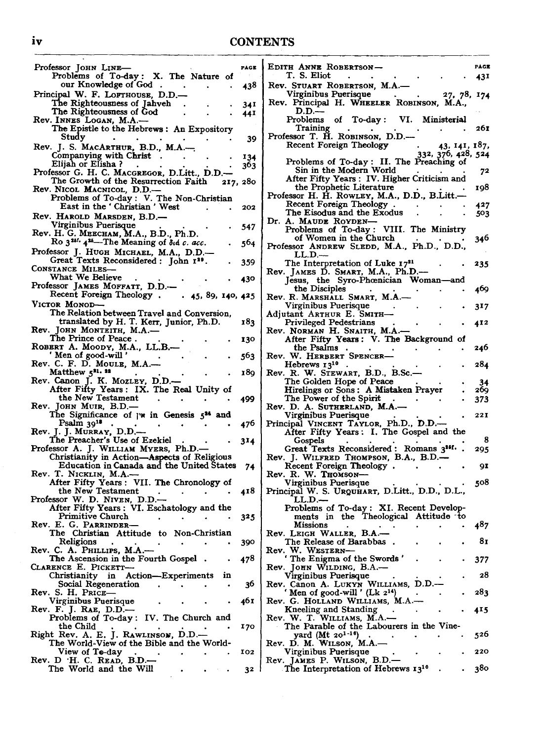# CONTENTS

| | PAGE |
|---|---|
| Professor JOHN LINE— | |
| Problems of To-day: X. The Nature of our Knowledge of God | 438 |
| Principal W. F. LOFTHOUSE, D.D.— | |
| The Righteousness of Jahveh | 341 |
| The Righteousness of God | 441 |
| Rev. INNES LOGAN, M.A.— | |
| The Epistle to the Hebrews: An Expository Study | 39 |
| Rev. J. S. MACARTHUR, B.D., M.A.— | |
| Companying with Christ | 134 |
| Elijah or Elisha? | 363 |
| Professor G. H. C. MACGREGOR, D.Litt., D.D.— | |
| The Growth of the Resurrection Faith | 217, 280 |
| Rev. NICOL MACNICOL, D.D.— | |
| Problems of To-day: V. The Non-Christian East in the 'Christian' West | 202 |
| Rev. HAROLD MARSDEN, B.D.— | |
| Virginibus Puerisque | 547 |
| Rev. H. G. MEECHAM, M.A., B.D., Ph.D. | |
| Ro 3[25f.] 4[25]—The Meaning of διά c. acc. | 564 |
| Professor J. HUGH MICHAEL, M.A., D.D.— | |
| Great Texts Reconsidered: John 1[29]. | 359 |
| CONSTANCE MILES— | |
| What We Believe | 430 |
| Professor JAMES MOFFATT, D.D.— | |
| Recent Foreign Theology | 45, 89, 140, 425 |
| VICTOR MONOD— | |
| The Relation between Travel and Conversion, translated by H. T. Kerr, Junior, Ph.D. | 183 |
| Rev. JOHN MONTEITH, M.A.— | |
| The Prince of Peace | 130 |
| ROBERT A. MOODY, M.A., LL.B.— | |
| 'Men of good-will' | 563 |
| Rev. C. F. D. MOULE, M.A.— | |
| Matthew 5[31. 32] | 189 |
| Rev. Canon J. K. MOZLEY, D.D.— | |
| After Fifty Years: IX. The Real Unity of the New Testament | 499 |
| Rev. JOHN MUIR, B.D.— | |
| The Significance of אין in Genesis 5[24] and Psalm 39[13] | 476 |
| Rev. J. J. MURRAY, D.D.— | |
| The Preacher's Use of Ezekiel | 314 |
| Professor A. J. WILLIAM MYERS, Ph.D.— | |
| Christianity in Action—Aspects of Religious Education in Canada and the United States | 74 |
| Rev. T. NICKLIN, M.A.— | |
| After Fifty Years: VII. The Chronology of the New Testament | 418 |
| Professor W. D. NIVEN, D.D.— | |
| After Fifty Years: VI. Eschatology and the Primitive Church | 325 |
| Rev. E. G. PARRINDER— | |
| The Christian Attitude to Non-Christian Religions | 390 |
| Rev. C. A. PHILLIPS, M.A.— | |
| The Ascension in the Fourth Gospel | 478 |
| CLARENCE E. PICKETT— | |
| Christianity in Action—Experiments in Social Regeneration | 36 |
| Rev. S. H. PRICE— | |
| Virginibus Puerisque | 461 |
| Rev. F. J. RAE, D.D.— | |
| Problems of To-day: IV. The Church and the Child | 170 |
| Right Rev. A. E. J. RAWLINSON, D.D.— | |
| The World-View of the Bible and the World-View of To-day | 102 |
| Rev. D. H. C. READ, B.D.— | |
| The World and the Will | 32 |
| EDITH ANNE ROBERTSON— | |
| T. S. Eliot | 431 |
| Rev. STUART ROBERTSON, M.A.— | |
| Virginibus Puerisque | 27, 78, 174 |
| Rev. Principal H. WHEELER ROBINSON, M.A., D.D.— | |
| Problems of To-day: VI. Ministerial Training | 261 |
| Professor T. H. ROBINSON, D.D.— | |
| Recent Foreign Theology | 43, 141, 187, 332, 376, 428, 524 |
| Problems of To-day: II. The Preaching of Sin in the Modern World | 72 |
| After Fifty Years: IV. Higher Criticism and the Prophetic Literature | 198 |
| Professor H. H. ROWLEY, M.A., D.D., B.Litt.— | |
| Recent Foreign Theology | 427 |
| The Eisodus and the Exodus | 503 |
| Dr. A. MAUDE ROYDEN— | |
| Problems of To-day: VIII. The Ministry of Women in the Church | 346 |
| Professor ANDREW SLEDD, M.A., Ph.D., D.D., LL.D.— | |
| The Interpretation of Luke 17[21] | 235 |
| Rev. JAMES D. SMART, M.A., Ph.D.— | |
| Jesus, the Syro-Phœnician Woman—and the Disciples | 469 |
| Rev. R. MARSHALL SMART, M.A.— | |
| Virginibus Puerisque | 317 |
| Adjutant ARTHUR E. SMITH— | |
| Privileged Pedestrians | 412 |
| Rev. NORMAN H. SNAITH, M.A.— | |
| After Fifty Years: V. The Background of the Psalms | 246 |
| Rev. W. HERBERT SPENCER— | |
| Hebrews 13[10] | 284 |
| Rev. R. W. STEWART, B.D., B.Sc.— | |
| The Golden Hope of Peace | 34 |
| Hirelings or Sons: A Mistaken Prayer | 269 |
| The Power of the Spirit | 373 |
| Rev. D. A. SUTHERLAND, M.A.— | |
| Virginibus Puerisque | 221 |
| Principal VINCENT TAYLOR, Ph.D., D.D.— | |
| After Fifty Years: I. The Gospel and the Gospels | 8 |
| Great Texts Reconsidered: Romans 3[25f.] | 295 |
| Rev. J. WILFRED THOMPSON, B.A., B.D.— | |
| Recent Foreign Theology | 91 |
| Rev. R. W. THOMSON— | |
| Virginibus Puerisque | 508 |
| Principal W. S. URQUHART, D.Litt., D.D., D.L., LL.D.— | |
| Problems of To-day: XI. Recent Developments in the Theological Attitude to Missions | 487 |
| Rev. LEIGH WALLER, B.A.— | |
| The Release of Barabbas | 81 |
| Rev. W. WESTERN— | |
| 'The Enigma of the Swords' | 377 |
| Rev. JOHN WILDING, B.A.— | |
| Virginibus Puerisque | 28 |
| Rev. Canon A. LUKYN WILLIAMS, D.D.— | |
| 'Men of good-will' (Lk 2[14]) | 283 |
| Rev. G. HOLLAND WILLIAMS, M.A.— | |
| Kneeling and Standing | 415 |
| Rev. W. T. WILLIAMS, M.A.— | |
| The Parable of the Labourers in the Vineyard (Mt 20[1-16]) | 526 |
| Rev. D. M. WILSON, M.A.— | |
| Virginibus Puerisque | 220 |
| Rev. JAMES P. WILSON, B.D.— | |
| The Interpretation of Hebrews 13[10] | 380 |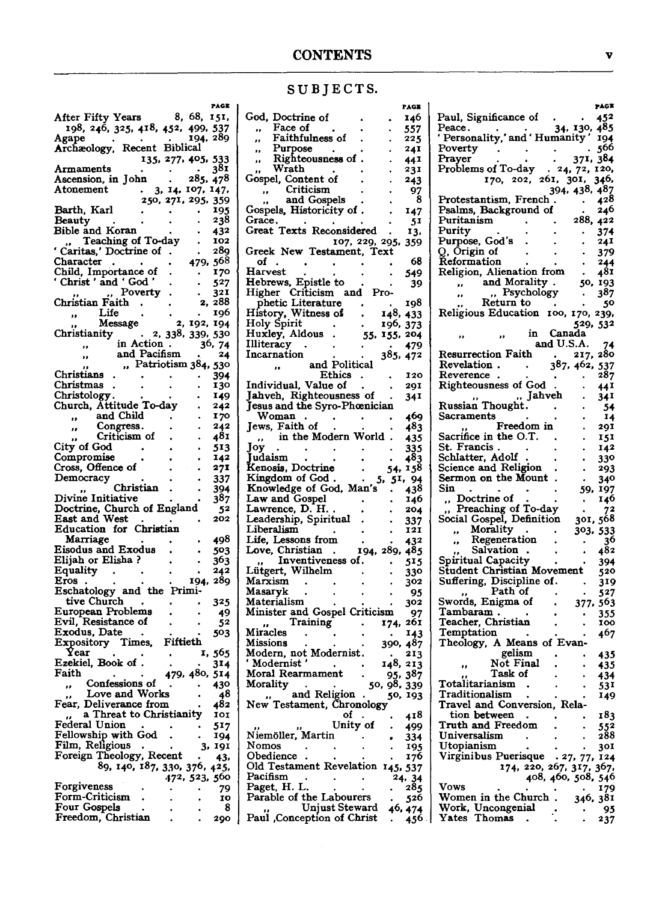# CONTENTS

## SUBJECTS.

PAGE

After Fifty Years 8, 68, 151, 198, 246, 325, 418, 452, 499, 537
Agape . . . . 194, 289
Archæology, Recent Biblical 135, 277, 405, 533
Armaments . . . . 381
Ascension, in John . 285, 478
Atonement . 3, 14, 107, 147, 250, 271, 295, 359
Barth, Karl . . . . 195
Beauty . . . . 238
Bible and Koran . . . 432
,, Teaching of To-day . 102
'Caritas,' Doctrine of . . 289
Character . . . . 479, 568
Child, Importance of . . 170
'Christ' and 'God' . . 527
,, ,, Poverty . . 321
Christian Faith . . . 2, 288
,, Life . . . . 196
,, Message . 2, 192, 194
Christianity . 2, 338, 339, 530
,, in Action . . 36, 74
,, and Pacifism . 24
,, ,, Patriotism 384, 530
Christians . . . . 394
Christmas . . . . 130
Christology. . . . 149
Church, Attitude To-day . 242
,, and Child . . 170
,, Congress. . . 242
,, Criticism of . . 481
City of God . . . 513
Compromise . . . 142
Cross, Offence of . . . 271
Democracy . . . . 337
,, Christian . . 394
Divine Initiative . . . 387
Doctrine, Church of England 52
East and West . . . 202
Education for Christian Marriage . . . . 498
Eisodus and Exodus . . 503
Elijah or Elisha ? . . . 363
Equality . . . . 242
Eros . . . . 194, 289
Eschatology and the Primitive Church . . . 325
European Problems . . 49
Evil, Resistance of . . 52
Exodus, Date . . . 503
Expository Times, Fiftieth Year . . . . 1, 565
Ezekiel, Book of . . . 314
Faith . . . 479, 480, 514
,, Confessions of . . 430
,, Love and Works . 48
Fear, Deliverance from . 482
,, a Threat to Christianity 101
Federal Union . . . 517
Fellowship with God . . 194
Film, Religious . . . 3, 191
Foreign Theology, Recent . 43, 89, 140, 187, 330, 376, 425, 472, 523, 560
Forgiveness . . . . 79
Form-Criticism . . . 10
Four Gospels . . . . 8
Freedom, Christian . . . 290
God, Doctrine of . . . 146
,, Face of . . . . 557
,, Faithfulness of . . 225
,, Purpose . . . 241
,, Righteousness of . . 441
,, Wrath . . . . 231
Gospel, Content of . . . 243
,, Criticism . . . 97
,, and Gospels . . 8
Gospels, Historicity of . . 147
Grace. . . . . . 51
Great Texts Reconsidered . 13, 107, 229, 295, 359
Greek New Testament, Text of . . . . . . 68
Harvest . . . . . 549
Hebrews, Epistle to . . 39
Higher Criticism and Prophetic Literature . . 198
History, Witness of . . 148, 433
Holy Spirit . . . 196, 373
Huxley, Aldous . . 55, 155, 204
Illiteracy . . . . . 479
Incarnation . . . 385, 472
,, and Political Ethics . . 120
Individual, Value of . . 291
Jahveh, Righteousness of . 341
Jesus and the Syro-Phœnician Woman . . . . 469
Jews, Faith of . . . 483
,, in the Modern World . 435
Joy . . . . . . 335
Judaism . . . . . 483
Kenosis, Doctrine . . 54, 158
Kingdom of God . . . 5, 51, 94
Knowledge of God, Man's . 438
Law and Gospel . . . 146
Lawrence, D. H. . . . 204
Leadership, Spiritual . . 337
Liberalism . . . . 121
Life, Lessons from . . . 432
Love, Christian . . 194, 289, 485
,, Inventiveness of. . . 515
Lütgert, Wilhelm . . . 330
Marxism . . . . . 302
Masaryk . . . . . 95
Materialism . . . . 302
Minister and Gospel Criticism 97
,, Training . . 174, 261
Miracles . . . . . 143
Missions . . . . 390, 487
Modern, not Modernist. . . 213
'Modernist' . . . 148, 213
Moral Rearmament . . 95, 387
Morality . . . 50, 98, 339
,, and Religion . . 50, 193
New Testament, Chronology of . . . 418
,, ,, Unity of . 499
Niemöller, Martin . . . 334
Nomos . . . . . 195
Obedience . . . . . 176
Old Testament Revelation 145, 537
Pacifism . . . . 24, 34
Paget, H. L. . . . . 285
Parable of the Labourers . 526
,, Unjust Steward 46, 474
Paul ,Conception of Christ . 456
Paul, Significance of . . 452
Peace. . . . 34, 130, 485
'Personality,' and 'Humanity' 194
Poverty . . . . . 566
Prayer . . . . 371, 384
Problems of To-day . 24, 72, 120, 170, 202, 261, 301, 346, 394, 438, 487
Protestantism, French . . 428
Psalms, Background of . . 246
Puritanism . . . 288, 422
Purity . . . . . 374
Purpose, God's . . . 241
Q, Origin of . . . . 379
Reformation . . . . 244
Religion, Alienation from . 481
,, and Morality . . 50, 193
,, ,, Psychology . 387
,, Return to . . . 50
Religious Education 100, 170, 239, 529, 532
,, ,, in Canada and U.S.A. 74
Resurrection Faith . . 217, 280
Revelation . . . 387, 462, 537
Reverence . . . . 287
Righteousness of God . . 441
,, ,, Jahveh . 341
Russian Thought. . . . 54
Sacraments . . . . 14
,, Freedom in . . 291
Sacrifice in the O.T. . . 151
St. Francis . . . . 142
Schlatter, Adolf . . . 330
Science and Religion . . 293
Sermon on the Mount . . 340
Sin . . . . . 59, 197
,, Doctrine of . . . 146
,, Preaching of To-day . 72
Social Gospel, Definition 301, 568
,, Morality . . 303, 533
,, Regeneration . . 36
,, Salvation . . . 482
Spiritual Capacity . . . 394
Student Christian Movement 520
Suffering, Discipline of. . 319
,, Path of . . . 527
Swords, Enigma of . . 377, 563
Tambaram . . . . 355
Teacher, Christian . . . 100
Temptation . . . . 467
Theology, A Means of Evangelism . . . 435
,, Not Final . . 435
,, Task of . . . 434
Totalitarianism . . . 531
Traditionalism . . . 149
Travel and Conversion, Relation between . . . 183
Truth and Freedom . . 552
Universalism . . . . 288
Utopianism . . . . 301
Virginibus Puerisque . 27, 77, 124, 174, 220, 267, 317, 367, 408, 460, 508, 546
Vows . . . . . . 179
Women in the Church . 346, 381
Work, Uncongenial . . . 95
Yates Thomas . . . . 237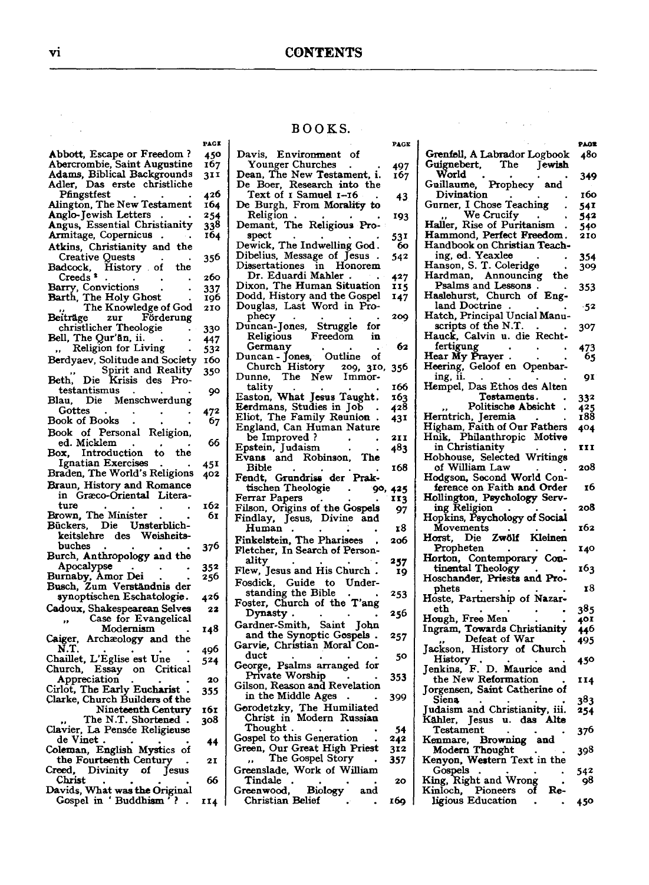## BOOKS.

| | PAGE |
|---|---|
| Abbott, Escape or Freedom ? | 450 |
| Abercrombie, Saint Augustine | 167 |
| Adams, Biblical Backgrounds | 311 |
| Adler, Das erste christliche Pfingstfest | 426 |
| Alington, The New Testament | 164 |
| Anglo-Jewish Letters | 254 |
| Angus, Essential Christianity | 338 |
| Armitage, Copernicus | 164 |
| Atkins, Christianity and the Creative Quests | 356 |
| Badcock, History of the Creeds [2] | 260 |
| Barry, Convictions | 337 |
| Barth, The Holy Ghost | 196 |
| „ The Knowledge of God | 210 |
| Beiträge zur Förderung christlicher Theologie | 330 |
| Bell, The Qur'ān, ii. | 447 |
| „ Religion for Living | 532 |
| Berdyaev, Solitude and Society | 160 |
| „ Spirit and Reality | 350 |
| Beth, Die Krisis des Protestantismus | 90 |
| Blau, Die Menschwerdung Gottes | 472 |
| Book of Books | 67 |
| Book of Personal Religion, ed. Micklem | 66 |
| Box, Introduction to the Ignatian Exercises | 451 |
| Braden, The World's Religions | 402 |
| Braun, History and Romance in Græco-Oriental Literature | 162 |
| Brown, The Minister | 61 |
| Bückers, Die Unsterblichkeitslehre des Weisheitsbuches | 376 |
| Burch, Anthropology and the Apocalypse | 352 |
| Burnaby, Amor Dei | 256 |
| Busch, Zum Verständnis der synoptischen Eschatologie | 426 |
| Cadoux, Shakespearean Selves | 22 |
| „ Case for Evangelical Modernism | 148 |
| Caiger, Archæology and the N.T. | 496 |
| Chaillet, L'Eglise est Une | 524 |
| Church, Essay on Critical Appreciation | 20 |
| Cirlot, The Early Eucharist | 355 |
| Clarke, Church Builders of the Nineteenth Century | 161 |
| „ The N.T. Shortened | 308 |
| Clavier, La Pensée Religieuse de Vinet | 44 |
| Coleman, English Mystics of the Fourteenth Century | 21 |
| Creed, Divinity of Jesus Christ | 66 |
| Davids, What was the Original Gospel in 'Buddhism'? | 114 |
| Davis, Environment of Younger Churches | 497 |
| Dean, The New Testament, i. | 167 |
| De Boer, Research into the Text of 1 Samuel 1–16 | 43 |
| De Burgh, From Morality to Religion | 193 |
| Demant, The Religious Prospect | 531 |
| Dewick, The Indwelling God | 60 |
| Dibelius, Message of Jesus | 542 |
| Dissertationes in Honorem Dr. Eduardi Mahler | 427 |
| Dixon, The Human Situation | 115 |
| Dodd, History and the Gospel | 147 |
| Douglas, Last Word in Prophecy | 209 |
| Duncan-Jones, Struggle for Religious Freedom in Germany | 62 |
| Duncan-Jones, Outline of Church History | 209, 310, 356 |
| Dunne, The New Immortality | 166 |
| Easton, What Jesus Taught | 163 |
| Eerdmans, Studies in Job | 428 |
| Eliot, The Family Reunion | 431 |
| England, Can Human Nature be Improved ? | 211 |
| Epstein, Judaism | 483 |
| Evans and Robinson, The Bible | 168 |
| Fendt, Grundriss der Praktischen Theologie | 90, 425 |
| Ferrar Papers | 113 |
| Filson, Origins of the Gospels | 97 |
| Findlay, Jesus, Divine and Human | 18 |
| Finkelstein, The Pharisees | 206 |
| Fletcher, In Search of Personality | 257 |
| Flew, Jesus and His Church | 19 |
| Fosdick, Guide to Understanding the Bible | 253 |
| Foster, Church of the T'ang Dynasty | 256 |
| Gardner-Smith, Saint John and the Synoptic Gospels | 257 |
| Garvie, Christian Moral Conduct | 50 |
| George, Psalms arranged for Private Worship | 353 |
| Gilson, Reason and Revelation in the Middle Ages | 399 |
| Gorodetzky, The Humiliated Christ in Modern Russian Thought | 54 |
| Gospel to this Generation | 242 |
| Green, Our Great High Priest | 312 |
| „ The Gospel Story | 357 |
| Greenslade, Work of William Tindale | 20 |
| Greenwood, Biology and Christian Belief | 169 |
| Grenfell, A Labrador Logbook | 480 |
| Guignebert, The Jewish World | 349 |
| Guillaume, Prophecy and Divination | 160 |
| Gurner, I Chose Teaching | 541 |
| „ We Crucify | 542 |
| Haller, Rise of Puritanism | 540 |
| Hammond, Perfect Freedom | 210 |
| Handbook on Christian Teaching, ed. Yeaxlee | 354 |
| Hanson, S. T. Coleridge | 309 |
| Hardman, Announcing the Psalms and Lessons | 353 |
| Haslehurst, Church of England Doctrine | 52 |
| Hatch, Principal Uncial Manuscripts of the N.T. | 307 |
| Hauck, Calvin u. die Rechtfertigung | 473 |
| Hear My Prayer | 65 |
| Heering, Geloof en Openbaring, ii. | 91 |
| Hempel, Das Ethos des Alten Testaments | 332 |
| „ Politische Absicht | 425 |
| Herntrich, Jeremia | 188 |
| Higham, Faith of Our Fathers | 404 |
| Hnik, Philanthropic Motive in Christianity | 111 |
| Hobhouse, Selected Writings of William Law | 208 |
| Hodgson, Second World Conference on Faith and Order | 16 |
| Hollington, Psychology Serving Religion | 208 |
| Hopkins, Psychology of Social Movements | 162 |
| Horst, Die Zwölf Kleinen Propheten | 140 |
| Horton, Contemporary Continental Theology | 163 |
| Hoschander, Priests and Prophets | 18 |
| Hoste, Partnership of Nazareth | 385 |
| Hough, Free Men | 401 |
| Ingram, Towards Christianity | 446 |
| „ Defeat of War | 495 |
| Jackson, History of Church History | 450 |
| Jenkins, F. D. Maurice and the New Reformation | 114 |
| Jorgensen, Saint Catherine of Siena | 383 |
| Judaism and Christianity, iii. | 254 |
| Kähler, Jesus u. das Alte Testament | 376 |
| Kenmare, Browning and Modern Thought | 398 |
| Kenyon, Western Text in the Gospels | 542 |
| King, Right and Wrong | 98 |
| Kinloch, Pioneers of Religious Education | 450 |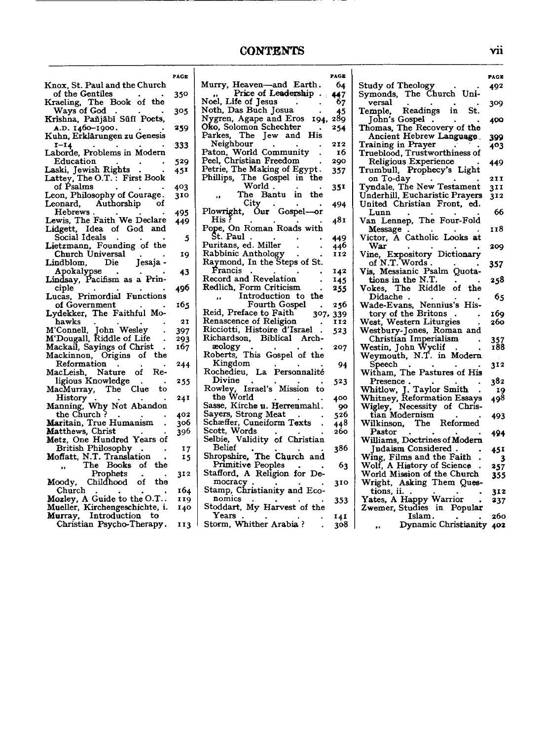# CONTENTS

| | PAGE |
|---|---|
| Knox, St. Paul and the Church of the Gentiles | 350 |
| Kraeling, The Book of the Ways of God | 305 |
| Krishna, Pañjābī Sūfī Poets, A.D. 1460–1900 | 259 |
| Kuhn, Erklärungen zu Genesis 1–14 | 333 |
| Laborde, Problems in Modern Education | 529 |
| Laski, Jewish Rights | 451 |
| Lattey, The O.T.: First Book of Psalms | 403 |
| Leon, Philosophy of Courage | 310 |
| Leonard, Authorship of Hebrews | 495 |
| Lewis, The Faith We Declare | 449 |
| Lidgett, Idea of God and Social Ideals | 5 |
| Lietzmann, Founding of the Church Universal | 19 |
| Lindblom, Die Jesaja-Apokalypse | 43 |
| Lindsay, Pacifism as a Principle | 496 |
| Lucas, Primordial Functions of Government | 165 |
| Lydekker, The Faithful Mohawks | 21 |
| M'Connell, John Wesley | 397 |
| M'Dougall, Riddle of Life | 293 |
| Mackail, Sayings of Christ | 167 |
| Mackinnon, Origins of the Reformation | 244 |
| MacLeish, Nature of Religious Knowledge | 255 |
| MacMurray, The Clue to History | 241 |
| Manning, Why Not Abandon the Church? | 402 |
| Maritain, True Humanism | 306 |
| Matthews, Christ | 396 |
| Metz, One Hundred Years of British Philosophy | 17 |
| Moffatt, N.T. Translation | 15 |
| " The Books of the Prophets | 312 |
| Moody, Childhood of the Church | 164 |
| Mozley, A Guide to the O.T. | 119 |
| Mueller, Kirchengeschichte, i. | 140 |
| Murray, Introduction to Christian Psycho-Therapy | 113 |
| Murry, Heaven—and Earth | 64 |
| " Price of Leadership | 447 |
| Noel, Life of Jesus | 67 |
| Noth, Das Buch Josua | 45 |
| Nygren, Agape and Eros | 194, 289 |
| Oko, Solomon Schechter | 254 |
| Parkes, The Jew and His Neighbour | 212 |
| Paton, World Community | 16 |
| Peel, Christian Freedom | 290 |
| Petrie, The Making of Egypt | 357 |
| Phillips, The Gospel in the World | 351 |
| " The Bantu in the City | 494 |
| Plowright, Our Gospel—or His? | 481 |
| Pope, On Roman Roads with St. Paul | 449 |
| Puritans, ed. Miller | 446 |
| Rabbinic Anthology | 112 |
| Raymond, In the Steps of St. Francis | 142 |
| Record and Revelation | 145 |
| Redlich, Form Criticism | 255 |
| " Introduction to the Fourth Gospel | 256 |
| Reid, Preface to Faith | 307, 339 |
| Renascence of Religion | 112 |
| Ricciotti, Histoire d'Israel | 523 |
| Richardson, Biblical Archæology | 207 |
| Roberts, This Gospel of the Kingdom | 94 |
| Rochedieu, La Personnalité Divine | 523 |
| Rowley, Israel's Mission to the World | 400 |
| Sasse, Kirche u. Herrenmahl | 90 |
| Sayers, Strong Meat | 526 |
| Schæffer, Cuneiform Texts | 448 |
| Scott, Words | 260 |
| Selbie, Validity of Christian Belief | 386 |
| Shropshire, The Church and Primitive Peoples | 63 |
| Stafford, A Religion for Democracy | 310 |
| Stamp, Christianity and Economics | 353 |
| Stoddart, My Harvest of the Years | 141 |
| Storm, Whither Arabia? | 308 |
| Study of Theology | 492 |
| Symonds, The Church Universal | 309 |
| Temple, Readings in St. John's Gospel | 400 |
| Thomas, The Recovery of the Ancient Hebrew Language | 399 |
| Training in Prayer | 403 |
| Trueblood, Trustworthiness of Religious Experience | 449 |
| Trumbull, Prophecy's Light on To-day | 211 |
| Tyndale, The New Testament | 311 |
| Underhill, Eucharistic Prayers | 312 |
| United Christian Front, ed. Lunn | 66 |
| Van Lennep, The Four-Fold Message | 118 |
| Victor, A Catholic Looks at War | 209 |
| Vine, Expository Dictionary of N.T. Words | 357 |
| Vis, Messianic Psalm Quotations in the N.T. | 258 |
| Vokes, The Riddle of the Didache | 65 |
| Wade-Evans, Nennius's History of the Britons | 169 |
| West, Western Liturgies | 260 |
| Westbury-Jones, Roman and Christian Imperialism | 357 |
| Westin, John Wyclif | 188 |
| Weymouth, N.T. in Modern Speech | 312 |
| Witham, The Pastures of His Presence | 382 |
| Whitlow, J. Taylor Smith | 19 |
| Whitney, Reformation Essays | 498 |
| Wigley, Necessity of Christian Modernism | 493 |
| Wilkinson, The Reformed Pastor | 494 |
| Williams, Doctrines of Modern Judaism Considered | 451 |
| Wing, Films and the Faith | 3 |
| Wolf, A History of Science | 257 |
| World Mission of the Church | 355 |
| Wright, Asking Them Questions, ii. | 312 |
| Yates, A Happy Warrior | 237 |
| Zwemer, Studies in Popular Islam | 260 |
| " Dynamic Christianity | 402 |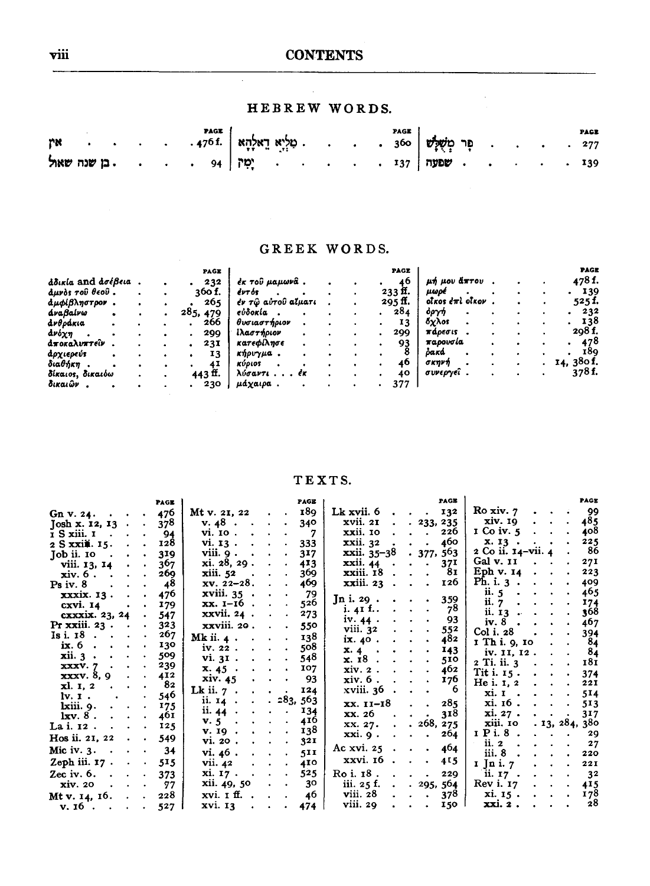## HEBREW WORDS.

| | PAGE | | PAGE | | PAGE |
|---|---|---|---|---|---|
| אין | 476 f. | טַלְיָא דַאלְהָא | 360 | פַּר מְשֻׁלָּשׁ | 277 |
| בן שנה שאול | 94 | יָמִין | 137 | שפעה | 139 |

## GREEK WORDS.

| | PAGE | | PAGE | | PAGE |
|---|---|---|---|---|---|
| ἀδικία and ἀσέβεια | 232 | ἐκ τοῦ μαμωνᾶ | 46 | μή μου ἅπτου | 478 f. |
| ἀμνὸς τοῦ θεοῦ | 360 f. | ἐντός | 233 ff. | μωρέ | 139 |
| ἀμφίβληστρον | 265 | ἐν τῷ αὐτοῦ αἵματι | 295 ff. | οἶκος ἐπὶ οἶκον | 525 f. |
| ἀναβαίνω | 285, 479 | εὐδοκία | 284 | ὀργή | 232 |
| ἀνθράκια | 266 | θυσιαστήριον | 13 | ὄχλος | 138 |
| ἀνοχή | 299 | ἱλαστήριον | 299 | πάρεσις | 298 f. |
| ἀποκαλύπτειν | 231 | κατεφίλησε | 93 | παρουσία | 478 |
| ἀρχιερεύς | 13 | κήρυγμα | 8 | ῥακά | 189 |
| διαθήκη | 41 | κύριος | 46 | σκηνή | 14, 380 f. |
| δίκαιος, δικαιόω | 443 ff. | λύσαντι . . . ἐκ | 40 | συνεργεῖ | 378 f. |
| δικαιῶν | 230 | μάχαιρα | 377 | | |

## TEXTS.

| | PAGE | | PAGE | | PAGE | | PAGE |
|---|---|---|---|---|---|---|---|
| Gn v. 24 | 476 | Mt v. 21, 22 | 189 | Lk xvii. 6 | 132 | Ro xiv. 7 | 99 |
| Josh x. 12, 13 | 378 | v. 48 | 340 | xvii. 21 | 233, 235 | xiv. 19 | 485 |
| 1 S xiii. 1 | 94 | vi. 10 | 7 | xxii. 10 | 226 | 1 Co iv. 5 | 408 |
| 2 S xxiii. 15 | 128 | vi. 13 | 333 | xxii. 32 | 460 | x. 13 | 225 |
| Job ii. 10 | 319 | viii. 9 | 317 | xxii. 35–38 | 377, 563 | 2 Co ii. 14–vii. 4 | 86 |
| viii. 13, 14 | 367 | xi. 28, 29 | 413 | xxii. 44 | 371 | Gal v. 11 | 271 |
| xiv. 6 | 269 | xiii. 52 | 369 | xxiii. 18 | 81 | Eph v. 14 | 223 |
| Ps iv. 8 | 48 | xv. 22–28 | 469 | xxiii. 23 | 126 | Ph. i. 3 | 409 |
| xxxix. 13 | 476 | xviii. 35 | 79 | Jn i. 29 | 359 | ii. 5 | 465 |
| cxvi. 14 | 179 | xx. 1–16 | 526 | i. 41 f. | 78 | ii. 7 | 174 |
| cxxxix. 23, 24 | 547 | xxvii. 24 | 273 | iv. 44 | 93 | ii. 13 | 368 |
| Pr xxiii. 23 | 323 | xxviii. 20 | 550 | viii. 32 | 552 | iv. 8 | 467 |
| Is i. 18 | 267 | Mk ii. 4 | 138 | ix. 40 | 482 | Col i. 28 | 394 |
| ix. 6 | 130 | iv. 22 | 508 | x. 4 | 143 | 1 Th i. 9, 10 | 84 |
| xii. 3 | 509 | vi. 31 | 548 | x. 18 | 510 | iv. 11, 12 | 84 |
| xxxv. 7 | 239 | x. 45 | 107 | xiv. 2 | 462 | 2 Ti. ii. 3 | 181 |
| xxxv. 8, 9 | 412 | xiv. 45 | 93 | xiv. 6 | 176 | Tit i. 15 | 374 |
| xl. 1, 2 | 82 | Lk ii. 7 | 124 | xviii. 36 | 6 | He i. 1, 2 | 221 |
| lv. 1 | 546 | ii. 14 | 283, 563 | xx. 11–18 | 285 | xi. 1 | 514 |
| lxiii. 9 | 175 | ii. 44 | 134 | xx. 26 | 318 | xi. 16 | 513 |
| lxv. 8 | 461 | v. 5 | 416 | xx. 27 | 268, 275 | xi. 27 | 317 |
| La i. 12 | 125 | v. 19 | 138 | xxi. 9 | 264 | xiii. 10 | 13, 284, 380 |
| Hos ii. 21, 22 | 549 | vi. 20 | 321 | Ac xvi. 25 | 464 | 1 P i. 8 | 29 |
| Mic iv. 3 | 34 | vi. 46 | 511 | xxvi. 16 | 415 | ii. 2 | 27 |
| Zeph iii. 17 | 515 | vii. 42 | 410 | Ro i. 18 | 229 | iii. 8 | 220 |
| Zec iv. 6 | 373 | xi. 17 | 525 | iii. 25 f. | 295, 564 | 1 Jn i. 7 | 221 |
| xiv. 20 | 77 | xii. 49, 50 | 30 | viii. 28 | 378 | ii. 17 | 32 |
| Mt v. 14, 16 | 228 | xvi. 1 ff. | 46 | viii. 29 | 150 | Rev i. 17 | 415 |
| v. 16 | 527 | xvi. 13 | 474 | | | xi. 15 | 178 |
| | | | | | | xxi. 2 | 28 |